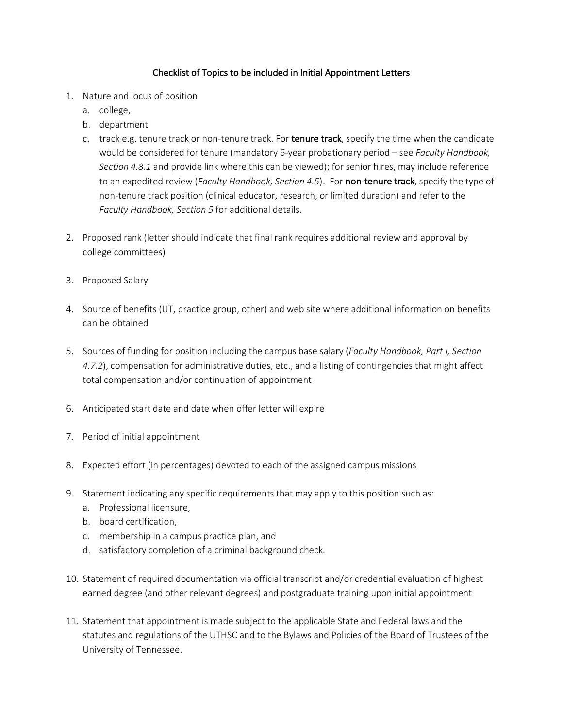# Checklist of Topics to be included in Initial Appointment Letters

1. Nature and locus of position
   a. college,
   b. department
   c. track e.g. tenure track or non-tenure track. For **tenure track**, specify the time when the candidate would be considered for tenure (mandatory 6-year probationary period – see *Faculty Handbook, Section 4.8.1* and provide link where this can be viewed); for senior hires, may include reference to an expedited review (*Faculty Handbook, Section 4.5*). For **non-tenure track**, specify the type of non-tenure track position (clinical educator, research, or limited duration) and refer to the *Faculty Handbook, Section 5* for additional details.

2. Proposed rank (letter should indicate that final rank requires additional review and approval by college committees)

3. Proposed Salary

4. Source of benefits (UT, practice group, other) and web site where additional information on benefits can be obtained

5. Sources of funding for position including the campus base salary (*Faculty Handbook, Part I, Section 4.7.2*), compensation for administrative duties, etc., and a listing of contingencies that might affect total compensation and/or continuation of appointment

6. Anticipated start date and date when offer letter will expire

7. Period of initial appointment

8. Expected effort (in percentages) devoted to each of the assigned campus missions

9. Statement indicating any specific requirements that may apply to this position such as:
   a. Professional licensure,
   b. board certification,
   c. membership in a campus practice plan, and
   d. satisfactory completion of a criminal background check.

10. Statement of required documentation via official transcript and/or credential evaluation of highest earned degree (and other relevant degrees) and postgraduate training upon initial appointment

11. Statement that appointment is made subject to the applicable State and Federal laws and the statutes and regulations of the UTHSC and to the Bylaws and Policies of the Board of Trustees of the University of Tennessee.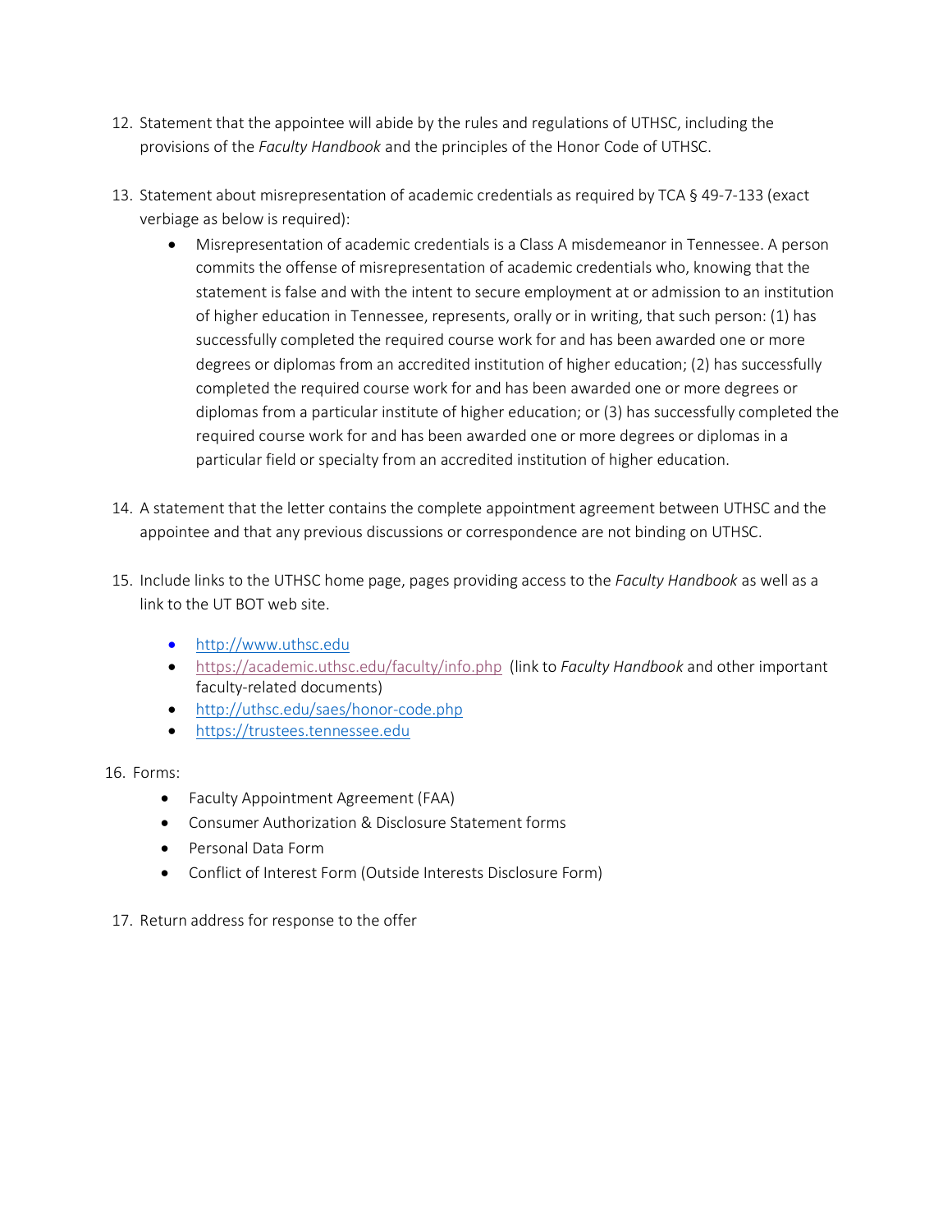12. Statement that the appointee will abide by the rules and regulations of UTHSC, including the provisions of the *Faculty Handbook* and the principles of the Honor Code of UTHSC.

13. Statement about misrepresentation of academic credentials as required by TCA § 49-7-133 (exact verbiage as below is required):
    - Misrepresentation of academic credentials is a Class A misdemeanor in Tennessee. A person commits the offense of misrepresentation of academic credentials who, knowing that the statement is false and with the intent to secure employment at or admission to an institution of higher education in Tennessee, represents, orally or in writing, that such person: (1) has successfully completed the required course work for and has been awarded one or more degrees or diplomas from an accredited institution of higher education; (2) has successfully completed the required course work for and has been awarded one or more degrees or diplomas from a particular institute of higher education; or (3) has successfully completed the required course work for and has been awarded one or more degrees or diplomas in a particular field or specialty from an accredited institution of higher education.

14. A statement that the letter contains the complete appointment agreement between UTHSC and the appointee and that any previous discussions or correspondence are not binding on UTHSC.

15. Include links to the UTHSC home page, pages providing access to the *Faculty Handbook* as well as a link to the UT BOT web site.
    - http://www.uthsc.edu
    - https://academic.uthsc.edu/faculty/info.php (link to *Faculty Handbook* and other important faculty-related documents)
    - http://uthsc.edu/saes/honor-code.php
    - https://trustees.tennessee.edu

16. Forms:
    - Faculty Appointment Agreement (FAA)
    - Consumer Authorization & Disclosure Statement forms
    - Personal Data Form
    - Conflict of Interest Form (Outside Interests Disclosure Form)

17. Return address for response to the offer